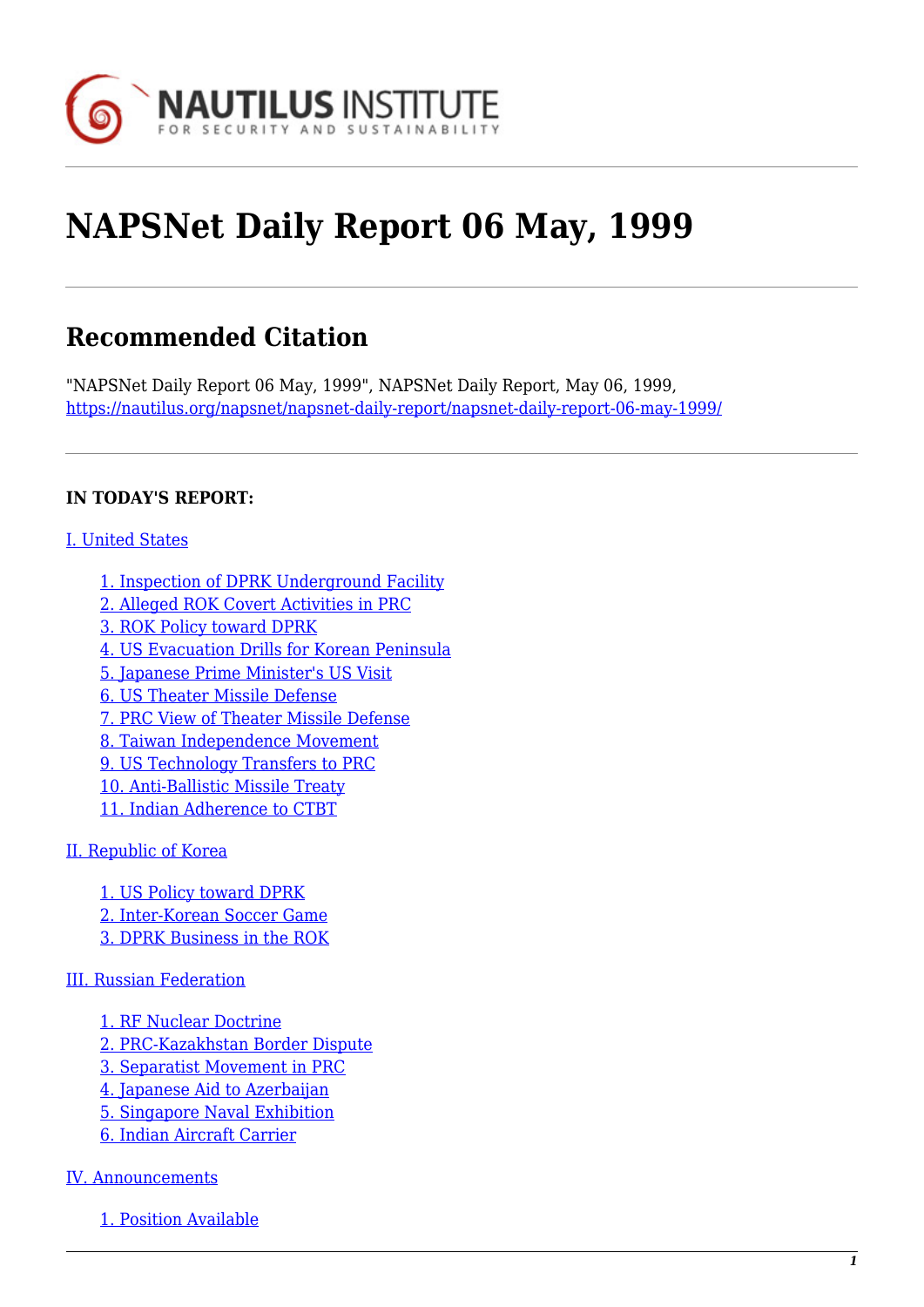# NAPSNet Daily Report 06 May, 1999

## Recommended Citation

"NAPSNet Daily Report 06 May, 1999", NAPSNet Daily Report, May 06, 1999, https://nautilus.org/napsnet/napsnet-daily-report/napsnet-daily-report-06-may-1999/

**IN TODAY'S REPORT:**

I. United States

- 1. Inspection of DPRK Underground Facility
- 2. Alleged ROK Covert Activities in PRC
- 3. ROK Policy toward DPRK
- 4. US Evacuation Drills for Korean Peninsula
- 5. Japanese Prime Minister's US Visit
- 6. US Theater Missile Defense
- 7. PRC View of Theater Missile Defense
- 8. Taiwan Independence Movement
- 9. US Technology Transfers to PRC
- 10. Anti-Ballistic Missile Treaty
- 11. Indian Adherence to CTBT

II. Republic of Korea

- 1. US Policy toward DPRK
- 2. Inter-Korean Soccer Game
- 3. DPRK Business in the ROK

III. Russian Federation

- 1. RF Nuclear Doctrine
- 2. PRC-Kazakhstan Border Dispute
- 3. Separatist Movement in PRC
- 4. Japanese Aid to Azerbaijan
- 5. Singapore Naval Exhibition
- 6. Indian Aircraft Carrier

IV. Announcements

- 1. Position Available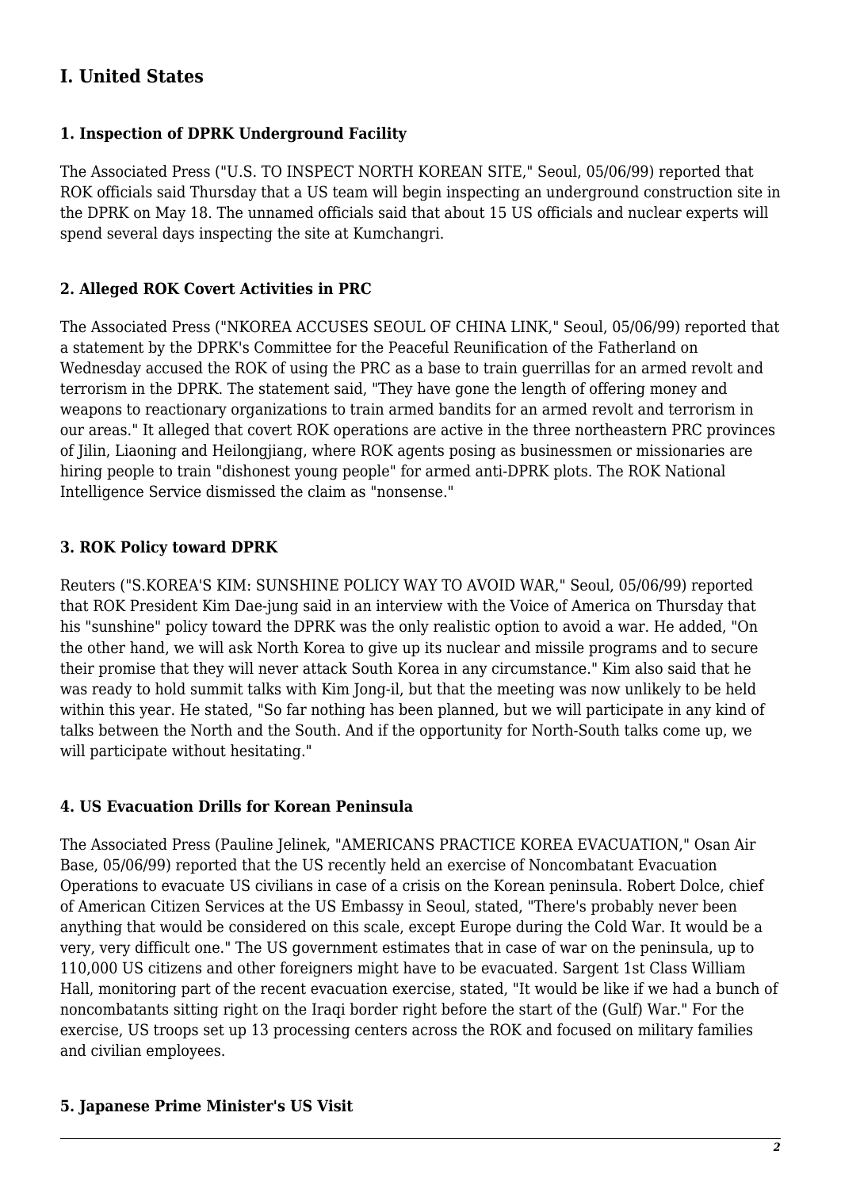## I. United States

### 1. Inspection of DPRK Underground Facility

The Associated Press ("U.S. TO INSPECT NORTH KOREAN SITE," Seoul, 05/06/99) reported that ROK officials said Thursday that a US team will begin inspecting an underground construction site in the DPRK on May 18. The unnamed officials said that about 15 US officials and nuclear experts will spend several days inspecting the site at Kumchangri.

### 2. Alleged ROK Covert Activities in PRC

The Associated Press ("NKOREA ACCUSES SEOUL OF CHINA LINK," Seoul, 05/06/99) reported that a statement by the DPRK's Committee for the Peaceful Reunification of the Fatherland on Wednesday accused the ROK of using the PRC as a base to train guerrillas for an armed revolt and terrorism in the DPRK. The statement said, "They have gone the length of offering money and weapons to reactionary organizations to train armed bandits for an armed revolt and terrorism in our areas." It alleged that covert ROK operations are active in the three northeastern PRC provinces of Jilin, Liaoning and Heilongjiang, where ROK agents posing as businessmen or missionaries are hiring people to train "dishonest young people" for armed anti-DPRK plots. The ROK National Intelligence Service dismissed the claim as "nonsense."

### 3. ROK Policy toward DPRK

Reuters ("S.KOREA'S KIM: SUNSHINE POLICY WAY TO AVOID WAR," Seoul, 05/06/99) reported that ROK President Kim Dae-jung said in an interview with the Voice of America on Thursday that his "sunshine" policy toward the DPRK was the only realistic option to avoid a war. He added, "On the other hand, we will ask North Korea to give up its nuclear and missile programs and to secure their promise that they will never attack South Korea in any circumstance." Kim also said that he was ready to hold summit talks with Kim Jong-il, but that the meeting was now unlikely to be held within this year. He stated, "So far nothing has been planned, but we will participate in any kind of talks between the North and the South. And if the opportunity for North-South talks come up, we will participate without hesitating."

### 4. US Evacuation Drills for Korean Peninsula

The Associated Press (Pauline Jelinek, "AMERICANS PRACTICE KOREA EVACUATION," Osan Air Base, 05/06/99) reported that the US recently held an exercise of Noncombatant Evacuation Operations to evacuate US civilians in case of a crisis on the Korean peninsula. Robert Dolce, chief of American Citizen Services at the US Embassy in Seoul, stated, "There's probably never been anything that would be considered on this scale, except Europe during the Cold War. It would be a very, very difficult one." The US government estimates that in case of war on the peninsula, up to 110,000 US citizens and other foreigners might have to be evacuated. Sargent 1st Class William Hall, monitoring part of the recent evacuation exercise, stated, "It would be like if we had a bunch of noncombatants sitting right on the Iraqi border right before the start of the (Gulf) War." For the exercise, US troops set up 13 processing centers across the ROK and focused on military families and civilian employees.

### 5. Japanese Prime Minister's US Visit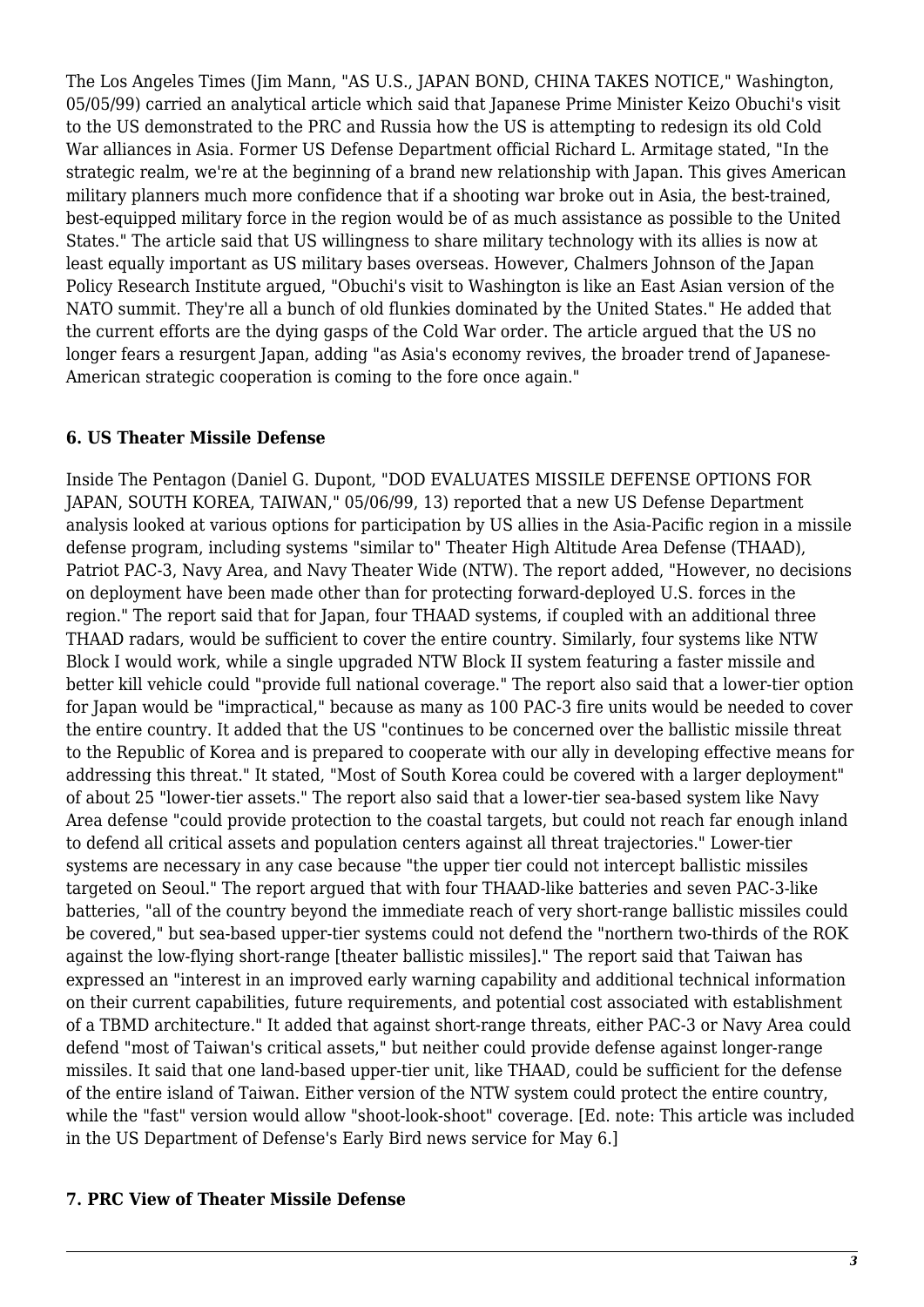The Los Angeles Times (Jim Mann, "AS U.S., JAPAN BOND, CHINA TAKES NOTICE," Washington, 05/05/99) carried an analytical article which said that Japanese Prime Minister Keizo Obuchi's visit to the US demonstrated to the PRC and Russia how the US is attempting to redesign its old Cold War alliances in Asia. Former US Defense Department official Richard L. Armitage stated, "In the strategic realm, we're at the beginning of a brand new relationship with Japan. This gives American military planners much more confidence that if a shooting war broke out in Asia, the best-trained, best-equipped military force in the region would be of as much assistance as possible to the United States." The article said that US willingness to share military technology with its allies is now at least equally important as US military bases overseas. However, Chalmers Johnson of the Japan Policy Research Institute argued, "Obuchi's visit to Washington is like an East Asian version of the NATO summit. They're all a bunch of old flunkies dominated by the United States." He added that the current efforts are the dying gasps of the Cold War order. The article argued that the US no longer fears a resurgent Japan, adding "as Asia's economy revives, the broader trend of Japanese-American strategic cooperation is coming to the fore once again."

### 6. US Theater Missile Defense

Inside The Pentagon (Daniel G. Dupont, "DOD EVALUATES MISSILE DEFENSE OPTIONS FOR JAPAN, SOUTH KOREA, TAIWAN," 05/06/99, 13) reported that a new US Defense Department analysis looked at various options for participation by US allies in the Asia-Pacific region in a missile defense program, including systems "similar to" Theater High Altitude Area Defense (THAAD), Patriot PAC-3, Navy Area, and Navy Theater Wide (NTW). The report added, "However, no decisions on deployment have been made other than for protecting forward-deployed U.S. forces in the region." The report said that for Japan, four THAAD systems, if coupled with an additional three THAAD radars, would be sufficient to cover the entire country. Similarly, four systems like NTW Block I would work, while a single upgraded NTW Block II system featuring a faster missile and better kill vehicle could "provide full national coverage." The report also said that a lower-tier option for Japan would be "impractical," because as many as 100 PAC-3 fire units would be needed to cover the entire country. It added that the US "continues to be concerned over the ballistic missile threat to the Republic of Korea and is prepared to cooperate with our ally in developing effective means for addressing this threat." It stated, "Most of South Korea could be covered with a larger deployment" of about 25 "lower-tier assets." The report also said that a lower-tier sea-based system like Navy Area defense "could provide protection to the coastal targets, but could not reach far enough inland to defend all critical assets and population centers against all threat trajectories." Lower-tier systems are necessary in any case because "the upper tier could not intercept ballistic missiles targeted on Seoul." The report argued that with four THAAD-like batteries and seven PAC-3-like batteries, "all of the country beyond the immediate reach of very short-range ballistic missiles could be covered," but sea-based upper-tier systems could not defend the "northern two-thirds of the ROK against the low-flying short-range [theater ballistic missiles]." The report said that Taiwan has expressed an "interest in an improved early warning capability and additional technical information on their current capabilities, future requirements, and potential cost associated with establishment of a TBMD architecture." It added that against short-range threats, either PAC-3 or Navy Area could defend "most of Taiwan's critical assets," but neither could provide defense against longer-range missiles. It said that one land-based upper-tier unit, like THAAD, could be sufficient for the defense of the entire island of Taiwan. Either version of the NTW system could protect the entire country, while the "fast" version would allow "shoot-look-shoot" coverage. [Ed. note: This article was included in the US Department of Defense's Early Bird news service for May 6.]

### 7. PRC View of Theater Missile Defense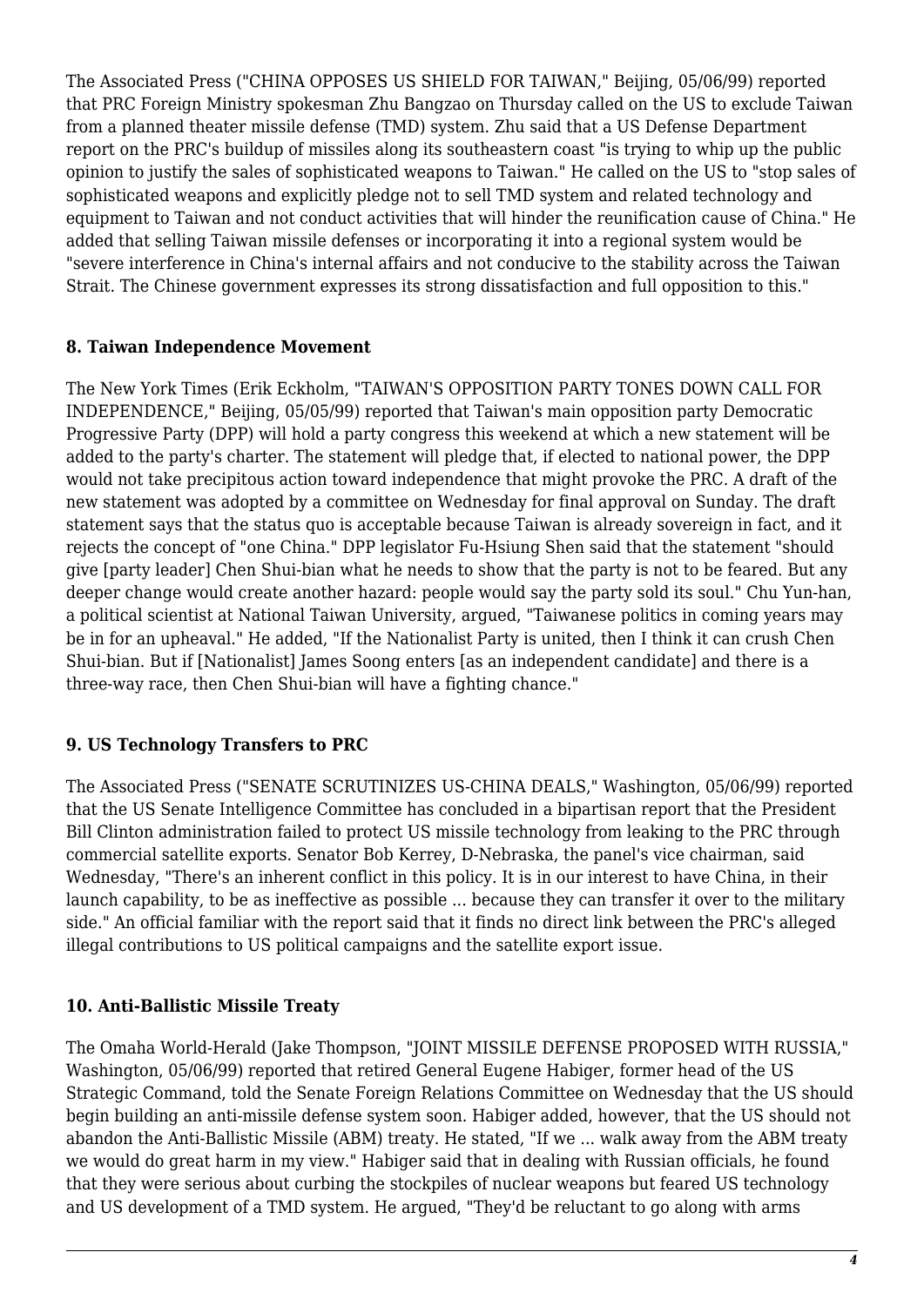The Associated Press ("CHINA OPPOSES US SHIELD FOR TAIWAN," Beijing, 05/06/99) reported that PRC Foreign Ministry spokesman Zhu Bangzao on Thursday called on the US to exclude Taiwan from a planned theater missile defense (TMD) system. Zhu said that a US Defense Department report on the PRC's buildup of missiles along its southeastern coast "is trying to whip up the public opinion to justify the sales of sophisticated weapons to Taiwan." He called on the US to "stop sales of sophisticated weapons and explicitly pledge not to sell TMD system and related technology and equipment to Taiwan and not conduct activities that will hinder the reunification cause of China." He added that selling Taiwan missile defenses or incorporating it into a regional system would be "severe interference in China's internal affairs and not conducive to the stability across the Taiwan Strait. The Chinese government expresses its strong dissatisfaction and full opposition to this."

### 8. Taiwan Independence Movement

The New York Times (Erik Eckholm, "TAIWAN'S OPPOSITION PARTY TONES DOWN CALL FOR INDEPENDENCE," Beijing, 05/05/99) reported that Taiwan's main opposition party Democratic Progressive Party (DPP) will hold a party congress this weekend at which a new statement will be added to the party's charter. The statement will pledge that, if elected to national power, the DPP would not take precipitous action toward independence that might provoke the PRC. A draft of the new statement was adopted by a committee on Wednesday for final approval on Sunday. The draft statement says that the status quo is acceptable because Taiwan is already sovereign in fact, and it rejects the concept of "one China." DPP legislator Fu-Hsiung Shen said that the statement "should give [party leader] Chen Shui-bian what he needs to show that the party is not to be feared. But any deeper change would create another hazard: people would say the party sold its soul." Chu Yun-han, a political scientist at National Taiwan University, argued, "Taiwanese politics in coming years may be in for an upheaval." He added, "If the Nationalist Party is united, then I think it can crush Chen Shui-bian. But if [Nationalist] James Soong enters [as an independent candidate] and there is a three-way race, then Chen Shui-bian will have a fighting chance."

### 9. US Technology Transfers to PRC

The Associated Press ("SENATE SCRUTINIZES US-CHINA DEALS," Washington, 05/06/99) reported that the US Senate Intelligence Committee has concluded in a bipartisan report that the President Bill Clinton administration failed to protect US missile technology from leaking to the PRC through commercial satellite exports. Senator Bob Kerrey, D-Nebraska, the panel's vice chairman, said Wednesday, "There's an inherent conflict in this policy. It is in our interest to have China, in their launch capability, to be as ineffective as possible ... because they can transfer it over to the military side." An official familiar with the report said that it finds no direct link between the PRC's alleged illegal contributions to US political campaigns and the satellite export issue.

### 10. Anti-Ballistic Missile Treaty

The Omaha World-Herald (Jake Thompson, "JOINT MISSILE DEFENSE PROPOSED WITH RUSSIA," Washington, 05/06/99) reported that retired General Eugene Habiger, former head of the US Strategic Command, told the Senate Foreign Relations Committee on Wednesday that the US should begin building an anti-missile defense system soon. Habiger added, however, that the US should not abandon the Anti-Ballistic Missile (ABM) treaty. He stated, "If we ... walk away from the ABM treaty we would do great harm in my view." Habiger said that in dealing with Russian officials, he found that they were serious about curbing the stockpiles of nuclear weapons but feared US technology and US development of a TMD system. He argued, "They'd be reluctant to go along with arms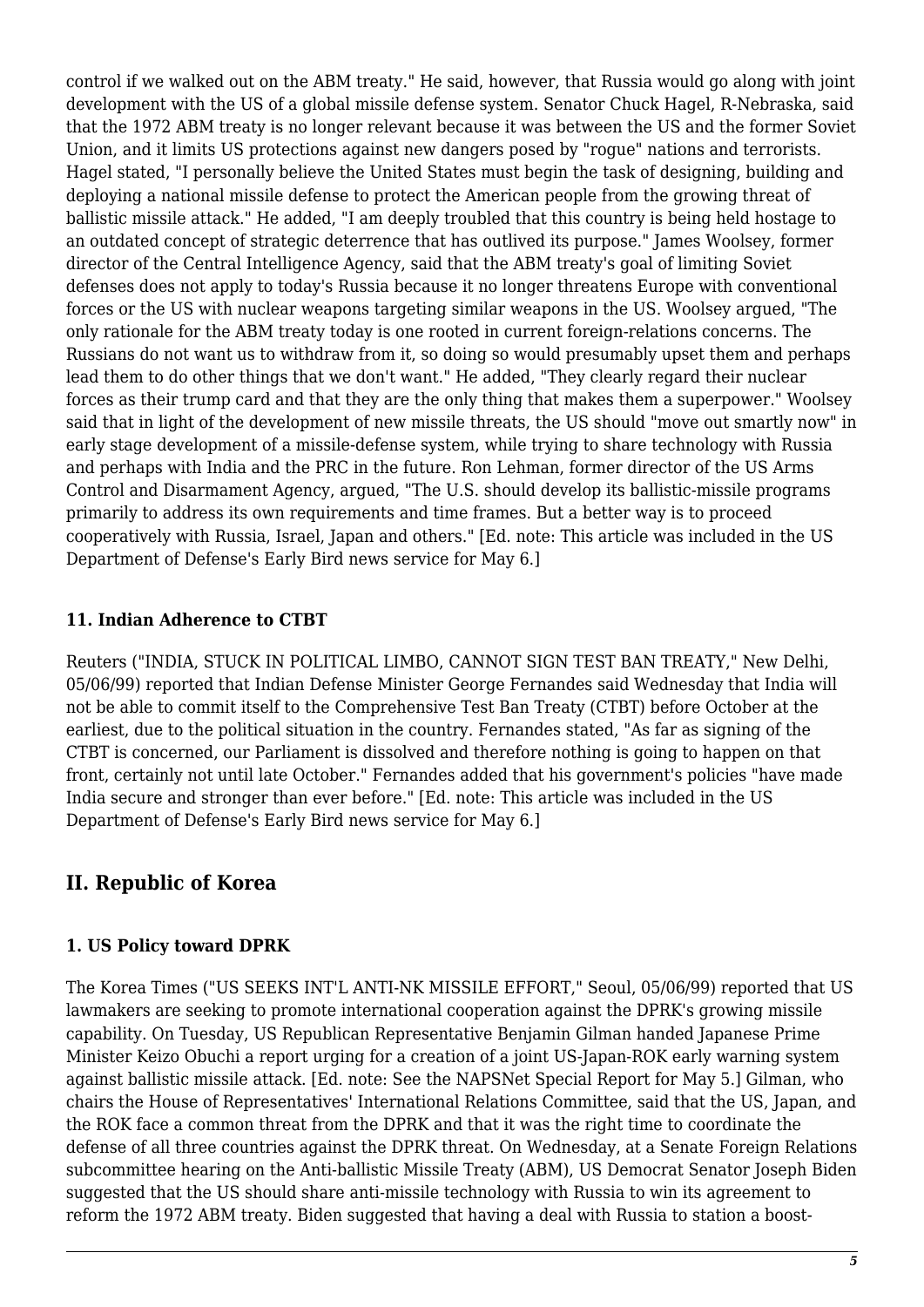control if we walked out on the ABM treaty." He said, however, that Russia would go along with joint development with the US of a global missile defense system. Senator Chuck Hagel, R-Nebraska, said that the 1972 ABM treaty is no longer relevant because it was between the US and the former Soviet Union, and it limits US protections against new dangers posed by "rogue" nations and terrorists. Hagel stated, "I personally believe the United States must begin the task of designing, building and deploying a national missile defense to protect the American people from the growing threat of ballistic missile attack." He added, "I am deeply troubled that this country is being held hostage to an outdated concept of strategic deterrence that has outlived its purpose." James Woolsey, former director of the Central Intelligence Agency, said that the ABM treaty's goal of limiting Soviet defenses does not apply to today's Russia because it no longer threatens Europe with conventional forces or the US with nuclear weapons targeting similar weapons in the US. Woolsey argued, "The only rationale for the ABM treaty today is one rooted in current foreign-relations concerns. The Russians do not want us to withdraw from it, so doing so would presumably upset them and perhaps lead them to do other things that we don't want." He added, "They clearly regard their nuclear forces as their trump card and that they are the only thing that makes them a superpower." Woolsey said that in light of the development of new missile threats, the US should "move out smartly now" in early stage development of a missile-defense system, while trying to share technology with Russia and perhaps with India and the PRC in the future. Ron Lehman, former director of the US Arms Control and Disarmament Agency, argued, "The U.S. should develop its ballistic-missile programs primarily to address its own requirements and time frames. But a better way is to proceed cooperatively with Russia, Israel, Japan and others." [Ed. note: This article was included in the US Department of Defense's Early Bird news service for May 6.]

### 11. Indian Adherence to CTBT

Reuters ("INDIA, STUCK IN POLITICAL LIMBO, CANNOT SIGN TEST BAN TREATY," New Delhi, 05/06/99) reported that Indian Defense Minister George Fernandes said Wednesday that India will not be able to commit itself to the Comprehensive Test Ban Treaty (CTBT) before October at the earliest, due to the political situation in the country. Fernandes stated, "As far as signing of the CTBT is concerned, our Parliament is dissolved and therefore nothing is going to happen on that front, certainly not until late October." Fernandes added that his government's policies "have made India secure and stronger than ever before." [Ed. note: This article was included in the US Department of Defense's Early Bird news service for May 6.]

## II. Republic of Korea

### 1. US Policy toward DPRK

The Korea Times ("US SEEKS INT'L ANTI-NK MISSILE EFFORT," Seoul, 05/06/99) reported that US lawmakers are seeking to promote international cooperation against the DPRK's growing missile capability. On Tuesday, US Republican Representative Benjamin Gilman handed Japanese Prime Minister Keizo Obuchi a report urging for a creation of a joint US-Japan-ROK early warning system against ballistic missile attack. [Ed. note: See the NAPSNet Special Report for May 5.] Gilman, who chairs the House of Representatives' International Relations Committee, said that the US, Japan, and the ROK face a common threat from the DPRK and that it was the right time to coordinate the defense of all three countries against the DPRK threat. On Wednesday, at a Senate Foreign Relations subcommittee hearing on the Anti-ballistic Missile Treaty (ABM), US Democrat Senator Joseph Biden suggested that the US should share anti-missile technology with Russia to win its agreement to reform the 1972 ABM treaty. Biden suggested that having a deal with Russia to station a boost-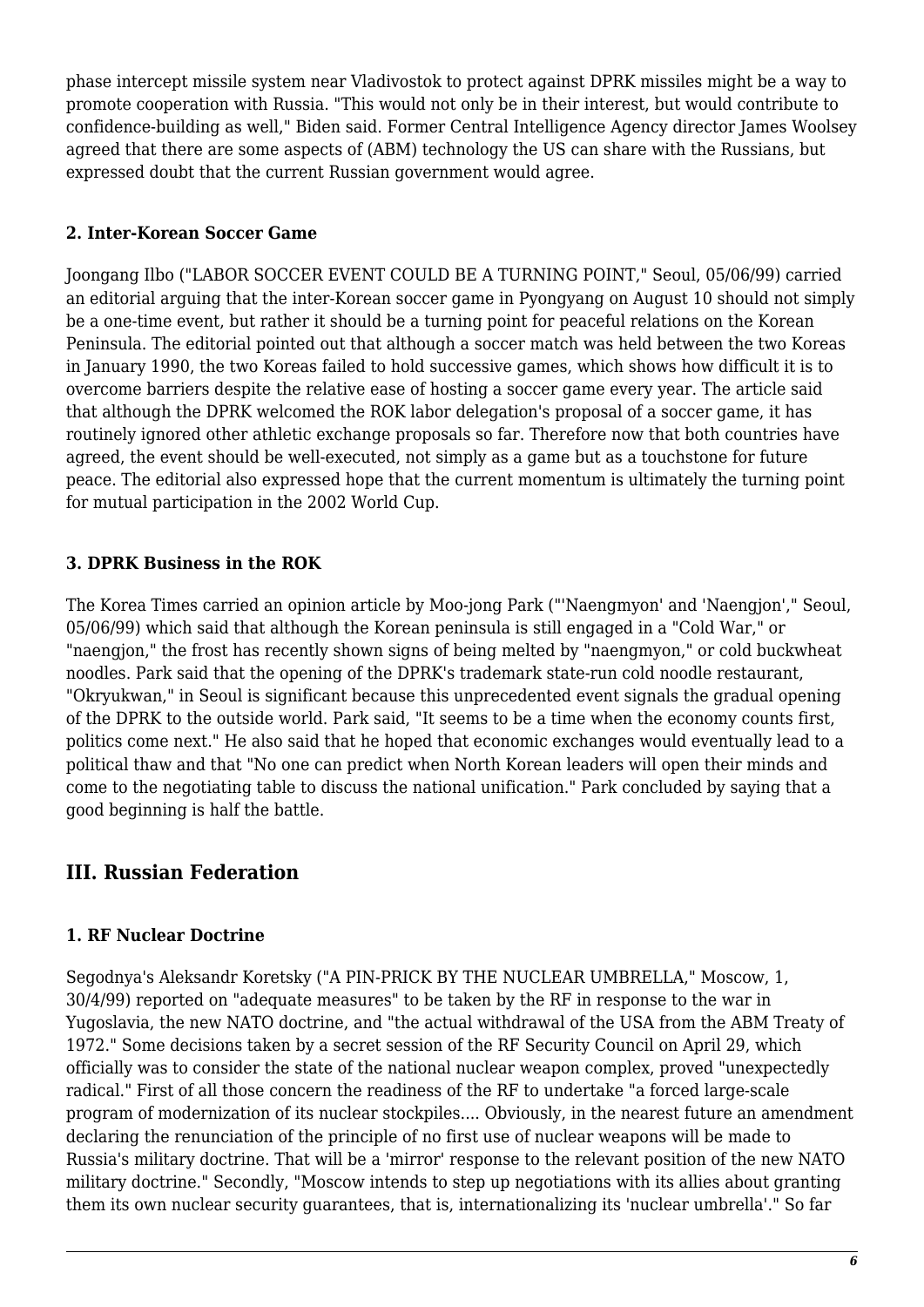phase intercept missile system near Vladivostok to protect against DPRK missiles might be a way to promote cooperation with Russia. "This would not only be in their interest, but would contribute to confidence-building as well," Biden said. Former Central Intelligence Agency director James Woolsey agreed that there are some aspects of (ABM) technology the US can share with the Russians, but expressed doubt that the current Russian government would agree.

### 2. Inter-Korean Soccer Game

Joongang Ilbo ("LABOR SOCCER EVENT COULD BE A TURNING POINT," Seoul, 05/06/99) carried an editorial arguing that the inter-Korean soccer game in Pyongyang on August 10 should not simply be a one-time event, but rather it should be a turning point for peaceful relations on the Korean Peninsula. The editorial pointed out that although a soccer match was held between the two Koreas in January 1990, the two Koreas failed to hold successive games, which shows how difficult it is to overcome barriers despite the relative ease of hosting a soccer game every year. The article said that although the DPRK welcomed the ROK labor delegation's proposal of a soccer game, it has routinely ignored other athletic exchange proposals so far. Therefore now that both countries have agreed, the event should be well-executed, not simply as a game but as a touchstone for future peace. The editorial also expressed hope that the current momentum is ultimately the turning point for mutual participation in the 2002 World Cup.

### 3. DPRK Business in the ROK

The Korea Times carried an opinion article by Moo-jong Park ("'Naengmyon' and 'Naengjon'," Seoul, 05/06/99) which said that although the Korean peninsula is still engaged in a "Cold War," or "naengjon," the frost has recently shown signs of being melted by "naengmyon," or cold buckwheat noodles. Park said that the opening of the DPRK's trademark state-run cold noodle restaurant, "Okryukwan," in Seoul is significant because this unprecedented event signals the gradual opening of the DPRK to the outside world. Park said, "It seems to be a time when the economy counts first, politics come next." He also said that he hoped that economic exchanges would eventually lead to a political thaw and that "No one can predict when North Korean leaders will open their minds and come to the negotiating table to discuss the national unification." Park concluded by saying that a good beginning is half the battle.

## III. Russian Federation

### 1. RF Nuclear Doctrine

Segodnya's Aleksandr Koretsky ("A PIN-PRICK BY THE NUCLEAR UMBRELLA," Moscow, 1, 30/4/99) reported on "adequate measures" to be taken by the RF in response to the war in Yugoslavia, the new NATO doctrine, and "the actual withdrawal of the USA from the ABM Treaty of 1972." Some decisions taken by a secret session of the RF Security Council on April 29, which officially was to consider the state of the national nuclear weapon complex, proved "unexpectedly radical." First of all those concern the readiness of the RF to undertake "a forced large-scale program of modernization of its nuclear stockpiles.... Obviously, in the nearest future an amendment declaring the renunciation of the principle of no first use of nuclear weapons will be made to Russia's military doctrine. That will be a 'mirror' response to the relevant position of the new NATO military doctrine." Secondly, "Moscow intends to step up negotiations with its allies about granting them its own nuclear security guarantees, that is, internationalizing its 'nuclear umbrella'." So far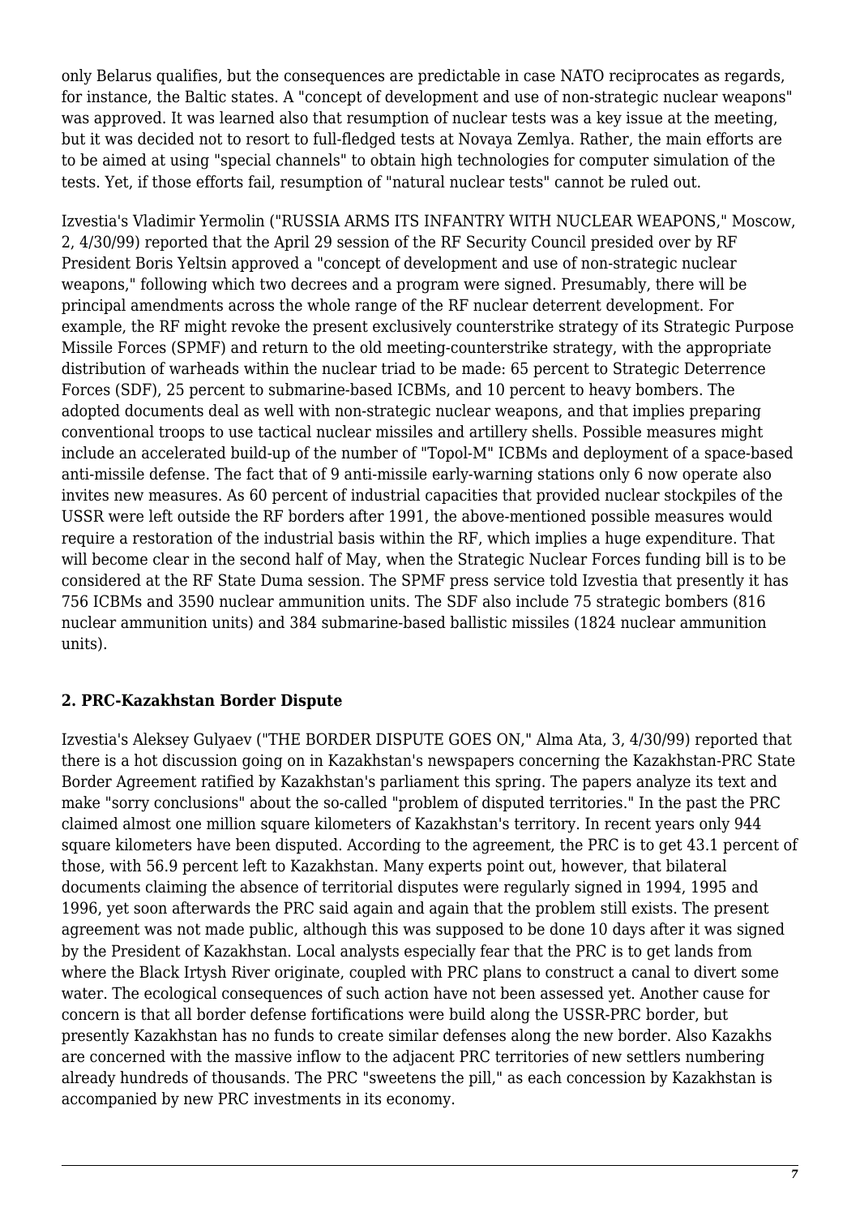only Belarus qualifies, but the consequences are predictable in case NATO reciprocates as regards, for instance, the Baltic states. A "concept of development and use of non-strategic nuclear weapons" was approved. It was learned also that resumption of nuclear tests was a key issue at the meeting, but it was decided not to resort to full-fledged tests at Novaya Zemlya. Rather, the main efforts are to be aimed at using "special channels" to obtain high technologies for computer simulation of the tests. Yet, if those efforts fail, resumption of "natural nuclear tests" cannot be ruled out.

Izvestia's Vladimir Yermolin ("RUSSIA ARMS ITS INFANTRY WITH NUCLEAR WEAPONS," Moscow, 2, 4/30/99) reported that the April 29 session of the RF Security Council presided over by RF President Boris Yeltsin approved a "concept of development and use of non-strategic nuclear weapons," following which two decrees and a program were signed. Presumably, there will be principal amendments across the whole range of the RF nuclear deterrent development. For example, the RF might revoke the present exclusively counterstrike strategy of its Strategic Purpose Missile Forces (SPMF) and return to the old meeting-counterstrike strategy, with the appropriate distribution of warheads within the nuclear triad to be made: 65 percent to Strategic Deterrence Forces (SDF), 25 percent to submarine-based ICBMs, and 10 percent to heavy bombers. The adopted documents deal as well with non-strategic nuclear weapons, and that implies preparing conventional troops to use tactical nuclear missiles and artillery shells. Possible measures might include an accelerated build-up of the number of "Topol-M" ICBMs and deployment of a space-based anti-missile defense. The fact that of 9 anti-missile early-warning stations only 6 now operate also invites new measures. As 60 percent of industrial capacities that provided nuclear stockpiles of the USSR were left outside the RF borders after 1991, the above-mentioned possible measures would require a restoration of the industrial basis within the RF, which implies a huge expenditure. That will become clear in the second half of May, when the Strategic Nuclear Forces funding bill is to be considered at the RF State Duma session. The SPMF press service told Izvestia that presently it has 756 ICBMs and 3590 nuclear ammunition units. The SDF also include 75 strategic bombers (816 nuclear ammunition units) and 384 submarine-based ballistic missiles (1824 nuclear ammunition units).

## 2. PRC-Kazakhstan Border Dispute

Izvestia's Aleksey Gulyaev ("THE BORDER DISPUTE GOES ON," Alma Ata, 3, 4/30/99) reported that there is a hot discussion going on in Kazakhstan's newspapers concerning the Kazakhstan-PRC State Border Agreement ratified by Kazakhstan's parliament this spring. The papers analyze its text and make "sorry conclusions" about the so-called "problem of disputed territories." In the past the PRC claimed almost one million square kilometers of Kazakhstan's territory. In recent years only 944 square kilometers have been disputed. According to the agreement, the PRC is to get 43.1 percent of those, with 56.9 percent left to Kazakhstan. Many experts point out, however, that bilateral documents claiming the absence of territorial disputes were regularly signed in 1994, 1995 and 1996, yet soon afterwards the PRC said again and again that the problem still exists. The present agreement was not made public, although this was supposed to be done 10 days after it was signed by the President of Kazakhstan. Local analysts especially fear that the PRC is to get lands from where the Black Irtysh River originate, coupled with PRC plans to construct a canal to divert some water. The ecological consequences of such action have not been assessed yet. Another cause for concern is that all border defense fortifications were build along the USSR-PRC border, but presently Kazakhstan has no funds to create similar defenses along the new border. Also Kazakhs are concerned with the massive inflow to the adjacent PRC territories of new settlers numbering already hundreds of thousands. The PRC "sweetens the pill," as each concession by Kazakhstan is accompanied by new PRC investments in its economy.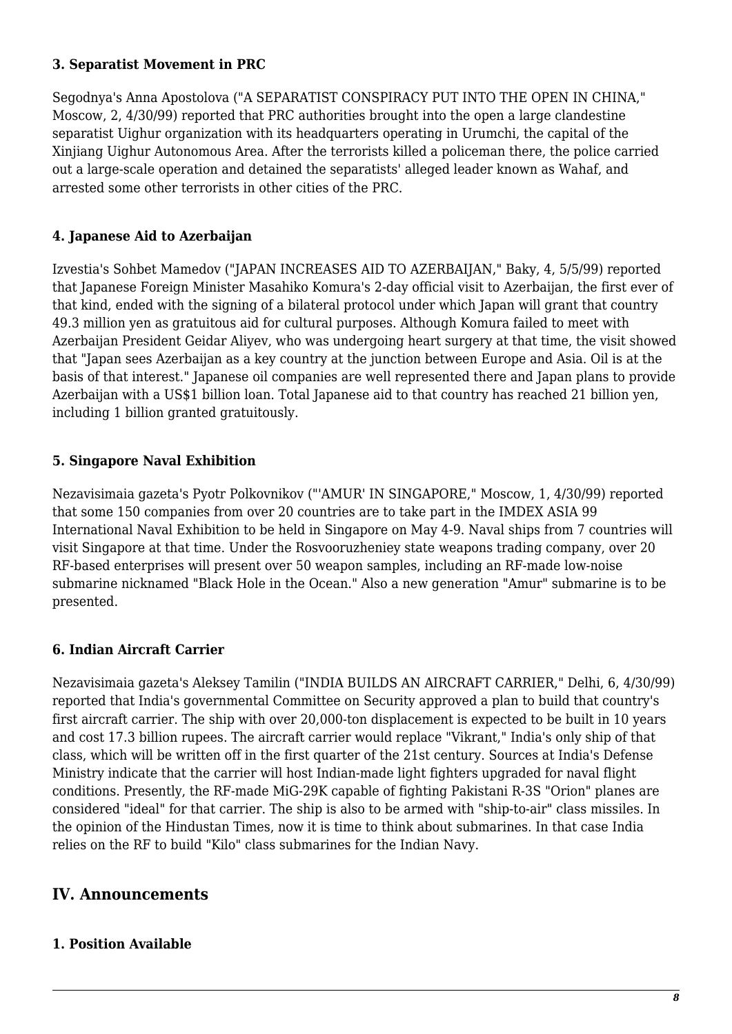#### 3. Separatist Movement in PRC

Segodnya's Anna Apostolova ("A SEPARATIST CONSPIRACY PUT INTO THE OPEN IN CHINA," Moscow, 2, 4/30/99) reported that PRC authorities brought into the open a large clandestine separatist Uighur organization with its headquarters operating in Urumchi, the capital of the Xinjiang Uighur Autonomous Area. After the terrorists killed a policeman there, the police carried out a large-scale operation and detained the separatists' alleged leader known as Wahaf, and arrested some other terrorists in other cities of the PRC.

#### 4. Japanese Aid to Azerbaijan

Izvestia's Sohbet Mamedov ("JAPAN INCREASES AID TO AZERBAIJAN," Baky, 4, 5/5/99) reported that Japanese Foreign Minister Masahiko Komura's 2-day official visit to Azerbaijan, the first ever of that kind, ended with the signing of a bilateral protocol under which Japan will grant that country 49.3 million yen as gratuitous aid for cultural purposes. Although Komura failed to meet with Azerbaijan President Geidar Aliyev, who was undergoing heart surgery at that time, the visit showed that "Japan sees Azerbaijan as a key country at the junction between Europe and Asia. Oil is at the basis of that interest." Japanese oil companies are well represented there and Japan plans to provide Azerbaijan with a US$1 billion loan. Total Japanese aid to that country has reached 21 billion yen, including 1 billion granted gratuitously.

#### 5. Singapore Naval Exhibition

Nezavisimaia gazeta's Pyotr Polkovnikov ("'AMUR' IN SINGAPORE," Moscow, 1, 4/30/99) reported that some 150 companies from over 20 countries are to take part in the IMDEX ASIA 99 International Naval Exhibition to be held in Singapore on May 4-9. Naval ships from 7 countries will visit Singapore at that time. Under the Rosvooruzheniey state weapons trading company, over 20 RF-based enterprises will present over 50 weapon samples, including an RF-made low-noise submarine nicknamed "Black Hole in the Ocean." Also a new generation "Amur" submarine is to be presented.

#### 6. Indian Aircraft Carrier

Nezavisimaia gazeta's Aleksey Tamilin ("INDIA BUILDS AN AIRCRAFT CARRIER," Delhi, 6, 4/30/99) reported that India's governmental Committee on Security approved a plan to build that country's first aircraft carrier. The ship with over 20,000-ton displacement is expected to be built in 10 years and cost 17.3 billion rupees. The aircraft carrier would replace "Vikrant," India's only ship of that class, which will be written off in the first quarter of the 21st century. Sources at India's Defense Ministry indicate that the carrier will host Indian-made light fighters upgraded for naval flight conditions. Presently, the RF-made MiG-29K capable of fighting Pakistani R-3S "Orion" planes are considered "ideal" for that carrier. The ship is also to be armed with "ship-to-air" class missiles. In the opinion of the Hindustan Times, now it is time to think about submarines. In that case India relies on the RF to build "Kilo" class submarines for the Indian Navy.

## IV. Announcements

#### 1. Position Available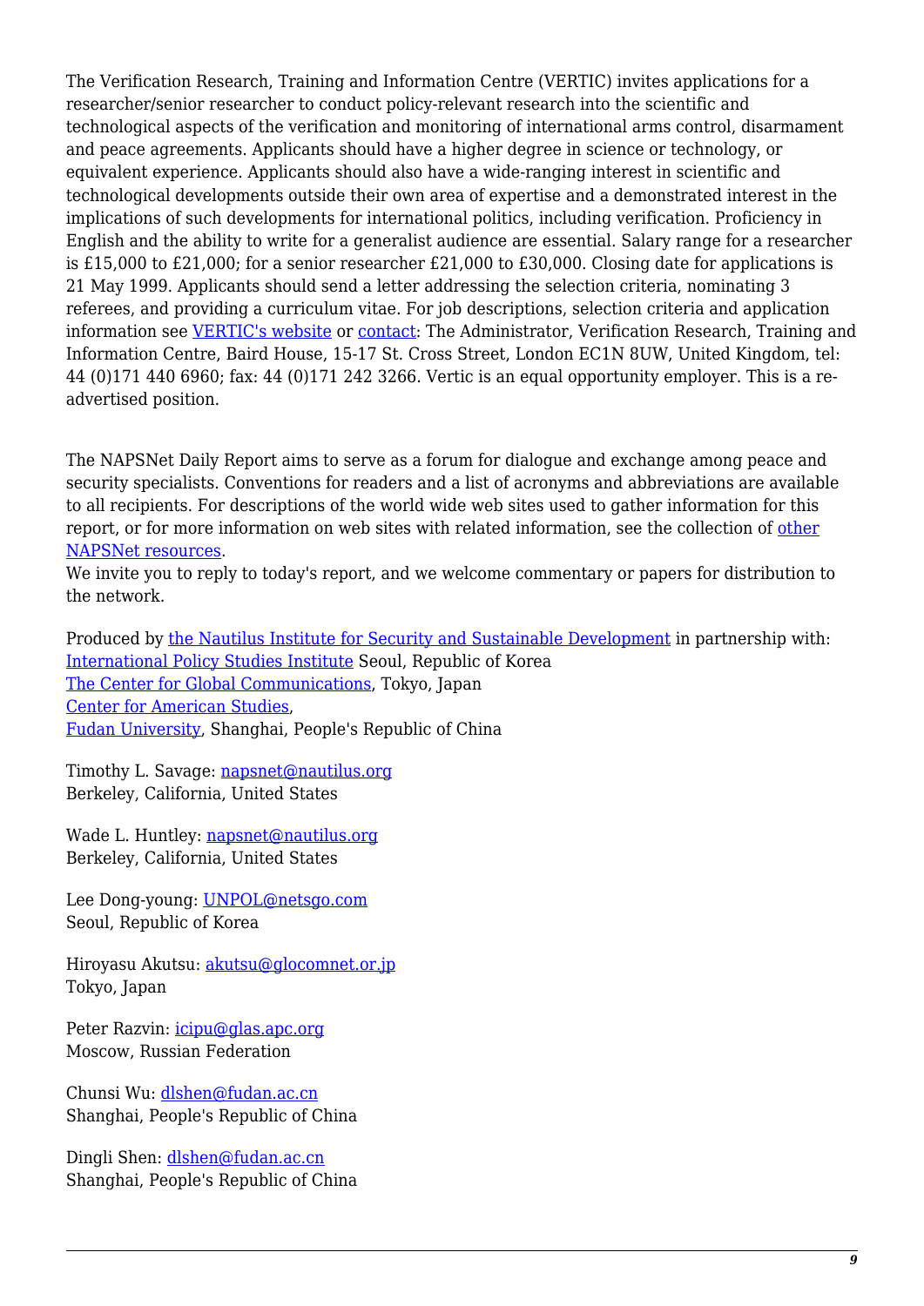The Verification Research, Training and Information Centre (VERTIC) invites applications for a researcher/senior researcher to conduct policy-relevant research into the scientific and technological aspects of the verification and monitoring of international arms control, disarmament and peace agreements. Applicants should have a higher degree in science or technology, or equivalent experience. Applicants should also have a wide-ranging interest in scientific and technological developments outside their own area of expertise and a demonstrated interest in the implications of such developments for international politics, including verification. Proficiency in English and the ability to write for a generalist audience are essential. Salary range for a researcher is £15,000 to £21,000; for a senior researcher £21,000 to £30,000. Closing date for applications is 21 May 1999. Applicants should send a letter addressing the selection criteria, nominating 3 referees, and providing a curriculum vitae. For job descriptions, selection criteria and application information see VERTIC's website or contact: The Administrator, Verification Research, Training and Information Centre, Baird House, 15-17 St. Cross Street, London EC1N 8UW, United Kingdom, tel: 44 (0)171 440 6960; fax: 44 (0)171 242 3266. Vertic is an equal opportunity employer. This is a re-advertised position.

The NAPSNet Daily Report aims to serve as a forum for dialogue and exchange among peace and security specialists. Conventions for readers and a list of acronyms and abbreviations are available to all recipients. For descriptions of the world wide web sites used to gather information for this report, or for more information on web sites with related information, see the collection of other NAPSNet resources.
We invite you to reply to today's report, and we welcome commentary or papers for distribution to the network.

Produced by the Nautilus Institute for Security and Sustainable Development in partnership with:
International Policy Studies Institute Seoul, Republic of Korea
The Center for Global Communications, Tokyo, Japan
Center for American Studies,
Fudan University, Shanghai, People's Republic of China

Timothy L. Savage: napsnet@nautilus.org
Berkeley, California, United States

Wade L. Huntley: napsnet@nautilus.org
Berkeley, California, United States

Lee Dong-young: UNPOL@netsgo.com
Seoul, Republic of Korea

Hiroyasu Akutsu: akutsu@glocomnet.or.jp
Tokyo, Japan

Peter Razvin: icipu@glas.apc.org
Moscow, Russian Federation

Chunsi Wu: dlshen@fudan.ac.cn
Shanghai, People's Republic of China

Dingli Shen: dlshen@fudan.ac.cn
Shanghai, People's Republic of China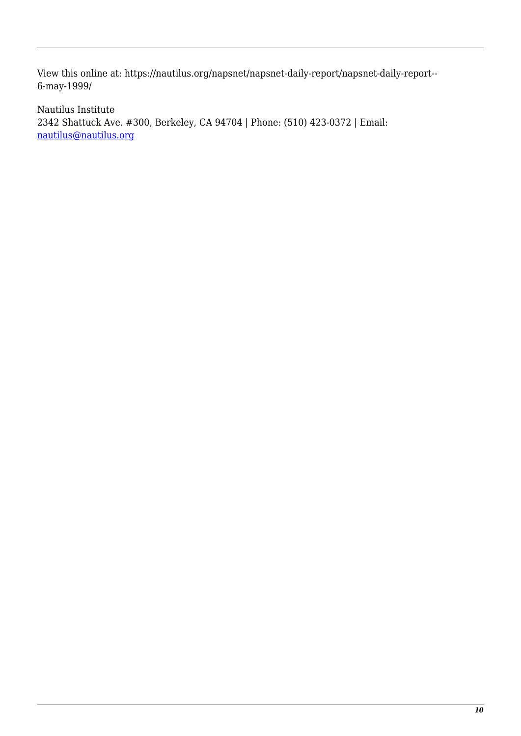View this online at: https://nautilus.org/napsnet/napsnet-daily-report/napsnet-daily-report--6-may-1999/

Nautilus Institute
2342 Shattuck Ave. #300, Berkeley, CA 94704 | Phone: (510) 423-0372 | Email: nautilus@nautilus.org